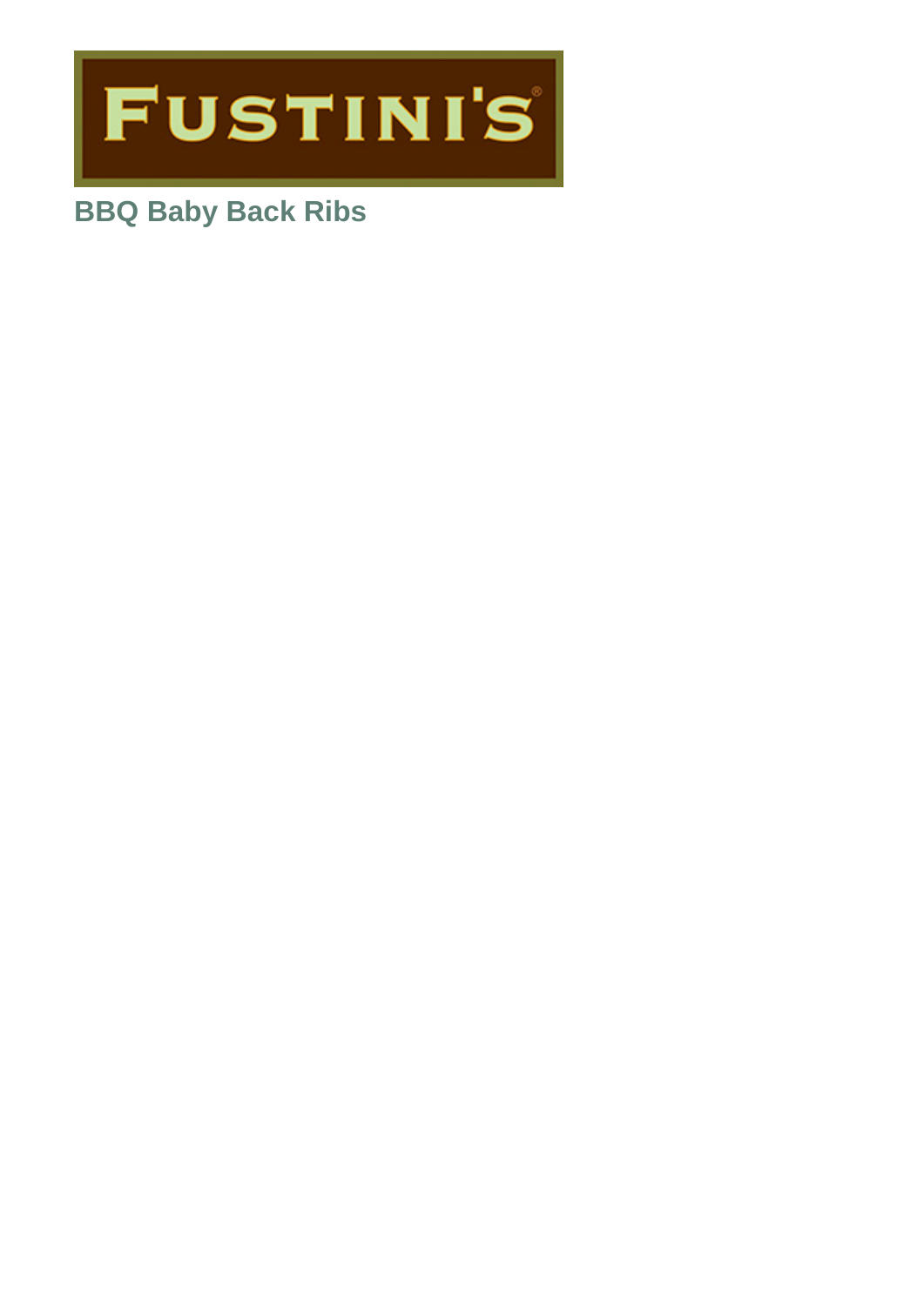FUSTINI'S

# BBQ Baby Back Ribs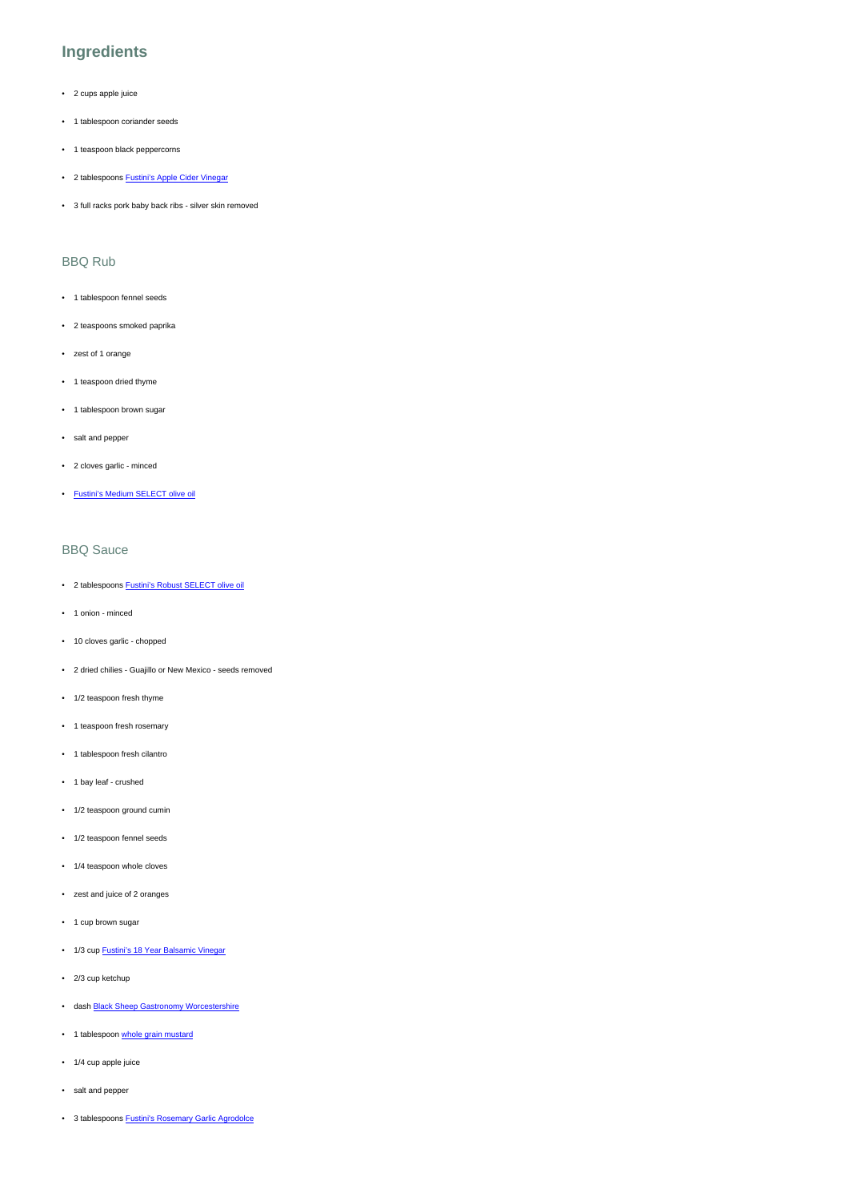## Ingredients

- 2 cups apple juice
- 1 tablespoon coriander seeds
- 1 teaspoon black peppercorns
- 2 tablespoons Fustini's Apple Cider Vinegar
- 3 full racks pork baby back ribs - silver skin removed

### BBQ Rub

- 1 tablespoon fennel seeds
- 2 teaspoons smoked paprika
- zest of 1 orange
- 1 teaspoon dried thyme
- 1 tablespoon brown sugar
- salt and pepper
- 2 cloves garlic - minced
- Fustini's Medium SELECT olive oil

### BBQ Sauce

- 2 tablespoons Fustini's Robust SELECT olive oil
- 1 onion - minced
- 10 cloves garlic - chopped
- 2 dried chilies - Guajillo or New Mexico - seeds removed
- 1/2 teaspoon fresh thyme
- 1 teaspoon fresh rosemary
- 1 tablespoon fresh cilantro
- 1 bay leaf - crushed
- 1/2 teaspoon ground cumin
- 1/2 teaspoon fennel seeds
- 1/4 teaspoon whole cloves
- zest and juice of 2 oranges
- 1 cup brown sugar
- 1/3 cup Fustini's 18 Year Balsamic Vinegar
- 2/3 cup ketchup
- dash Black Sheep Gastronomy Worcestershire
- 1 tablespoon whole grain mustard
- 1/4 cup apple juice
- salt and pepper
- 3 tablespoons Fustini's Rosemary Garlic Agrodolce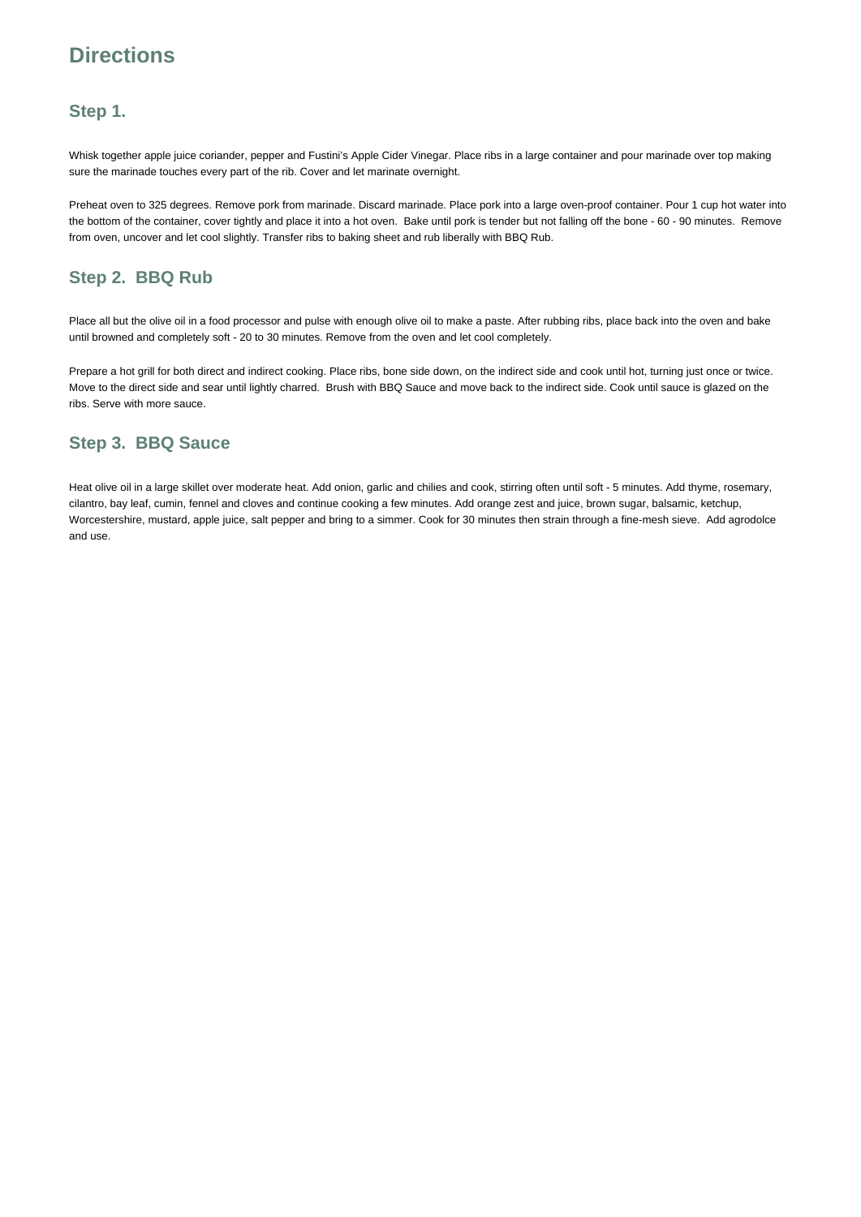# Directions

## Step 1.

Whisk together apple juice coriander, pepper and Fustini's Apple Cider Vinegar. Place ribs in a large container and pour marinade over top making sure the marinade touches every part of the rib. Cover and let marinate overnight.

Preheat oven to 325 degrees. Remove pork from marinade. Discard marinade. Place pork into a large oven-proof container. Pour 1 cup hot water into the bottom of the container, cover tightly and place it into a hot oven. Bake until pork is tender but not falling off the bone - 60 - 90 minutes. Remove from oven, uncover and let cool slightly. Transfer ribs to baking sheet and rub liberally with BBQ Rub.

## Step 2. BBQ Rub

Place all but the olive oil in a food processor and pulse with enough olive oil to make a paste. After rubbing ribs, place back into the oven and bake until browned and completely soft - 20 to 30 minutes. Remove from the oven and let cool completely.

Prepare a hot grill for both direct and indirect cooking. Place ribs, bone side down, on the indirect side and cook until hot, turning just once or twice. Move to the direct side and sear until lightly charred. Brush with BBQ Sauce and move back to the indirect side. Cook until sauce is glazed on the ribs. Serve with more sauce.

## Step 3. BBQ Sauce

Heat olive oil in a large skillet over moderate heat. Add onion, garlic and chilies and cook, stirring often until soft - 5 minutes. Add thyme, rosemary, cilantro, bay leaf, cumin, fennel and cloves and continue cooking a few minutes. Add orange zest and juice, brown sugar, balsamic, ketchup, Worcestershire, mustard, apple juice, salt pepper and bring to a simmer. Cook for 30 minutes then strain through a fine-mesh sieve. Add agrodolce and use.